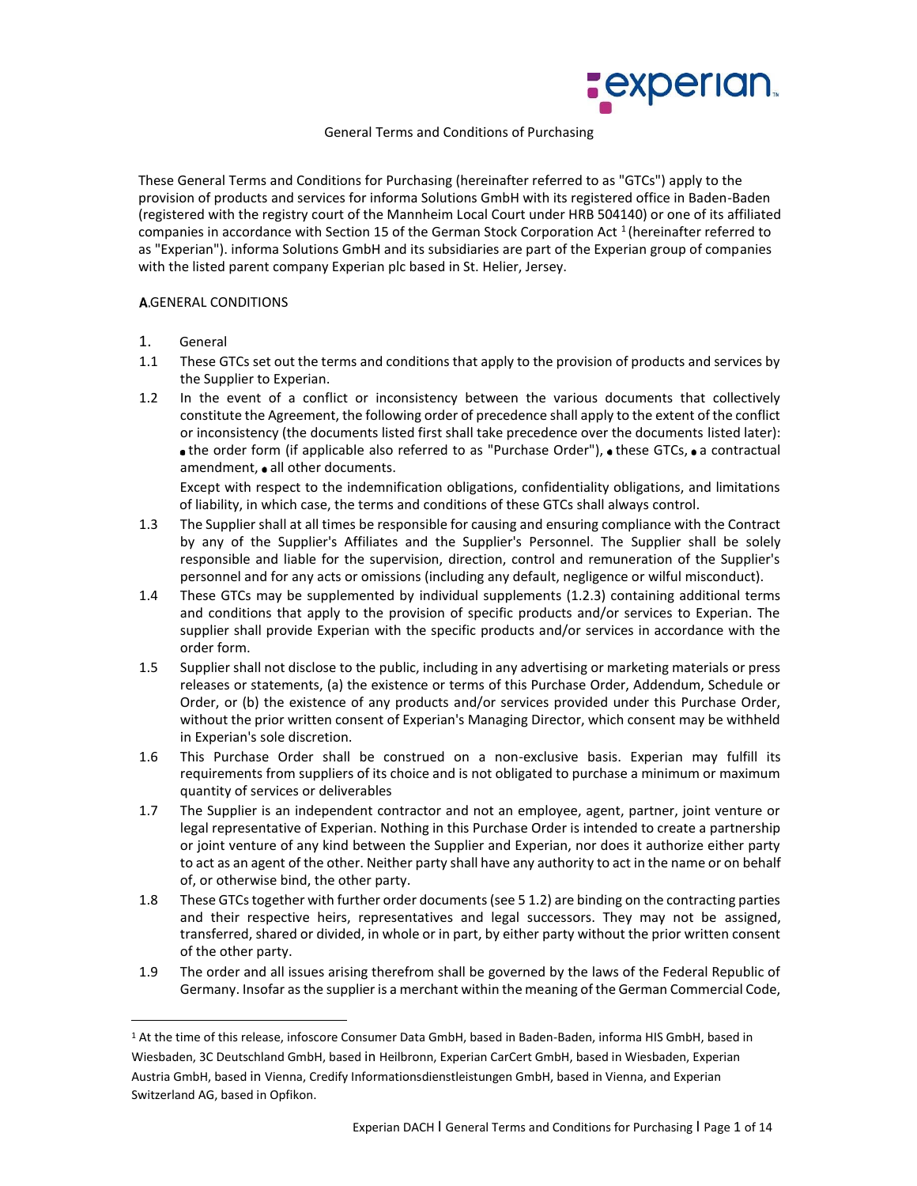General Terms and Conditions of Purchasing

These General Terms and Conditions for Purchasing (hereinafter referred to as "GTCs") apply to the provision of products and services for informa Solutions GmbH with its registered office in Baden-Baden (registered with the registry court of the Mannheim Local Court under HRB 504140) or one of its affiliated companies in accordance with Section 15 of the German Stock Corporation Act [1] (hereinafter referred to as "Experian"). informa Solutions GmbH and its subsidiaries are part of the Experian group of companies with the listed parent company Experian plc based in St. Helier, Jersey.

**A**.GENERAL CONDITIONS

1. General

1.1 These GTCs set out the terms and conditions that apply to the provision of products and services by the Supplier to Experian.

1.2 In the event of a conflict or inconsistency between the various documents that collectively constitute the Agreement, the following order of precedence shall apply to the extent of the conflict or inconsistency (the documents listed first shall take precedence over the documents listed later): • the order form (if applicable also referred to as "Purchase Order"), • these GTCs, • a contractual amendment, • all other documents.

Except with respect to the indemnification obligations, confidentiality obligations, and limitations of liability, in which case, the terms and conditions of these GTCs shall always control.

1.3 The Supplier shall at all times be responsible for causing and ensuring compliance with the Contract by any of the Supplier's Affiliates and the Supplier's Personnel. The Supplier shall be solely responsible and liable for the supervision, direction, control and remuneration of the Supplier's personnel and for any acts or omissions (including any default, negligence or wilful misconduct).

1.4 These GTCs may be supplemented by individual supplements (1.2.3) containing additional terms and conditions that apply to the provision of specific products and/or services to Experian. The supplier shall provide Experian with the specific products and/or services in accordance with the order form.

1.5 Supplier shall not disclose to the public, including in any advertising or marketing materials or press releases or statements, (a) the existence or terms of this Purchase Order, Addendum, Schedule or Order, or (b) the existence of any products and/or services provided under this Purchase Order, without the prior written consent of Experian's Managing Director, which consent may be withheld in Experian's sole discretion.

1.6 This Purchase Order shall be construed on a non-exclusive basis. Experian may fulfill its requirements from suppliers of its choice and is not obligated to purchase a minimum or maximum quantity of services or deliverables

1.7 The Supplier is an independent contractor and not an employee, agent, partner, joint venture or legal representative of Experian. Nothing in this Purchase Order is intended to create a partnership or joint venture of any kind between the Supplier and Experian, nor does it authorize either party to act as an agent of the other. Neither party shall have any authority to act in the name or on behalf of, or otherwise bind, the other party.

1.8 These GTCs together with further order documents (see 5 1.2) are binding on the contracting parties and their respective heirs, representatives and legal successors. They may not be assigned, transferred, shared or divided, in whole or in part, by either party without the prior written consent of the other party.

1.9 The order and all issues arising therefrom shall be governed by the laws of the Federal Republic of Germany. Insofar as the supplier is a merchant within the meaning of the German Commercial Code,

[1] At the time of this release, infoscore Consumer Data GmbH, based in Baden-Baden, informa HIS GmbH, based in Wiesbaden, 3C Deutschland GmbH, based in Heilbronn, Experian CarCert GmbH, based in Wiesbaden, Experian Austria GmbH, based in Vienna, Credify Informationsdienstleistungen GmbH, based in Vienna, and Experian Switzerland AG, based in Opfikon.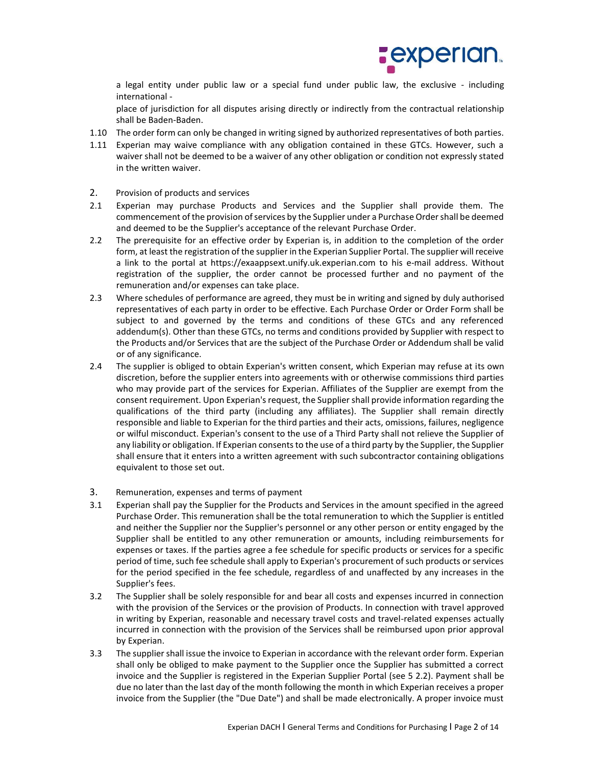a legal entity under public law or a special fund under public law, the exclusive - including international -

place of jurisdiction for all disputes arising directly or indirectly from the contractual relationship shall be Baden-Baden.

1.10 The order form can only be changed in writing signed by authorized representatives of both parties.

1.11 Experian may waive compliance with any obligation contained in these GTCs. However, such a waiver shall not be deemed to be a waiver of any other obligation or condition not expressly stated in the written waiver.

## 2. Provision of products and services

2.1 Experian may purchase Products and Services and the Supplier shall provide them. The commencement of the provision of services by the Supplier under a Purchase Order shall be deemed and deemed to be the Supplier's acceptance of the relevant Purchase Order.

2.2 The prerequisite for an effective order by Experian is, in addition to the completion of the order form, at least the registration of the supplier in the Experian Supplier Portal. The supplier will receive a link to the portal at https://exaappsext.unify.uk.experian.com to his e-mail address. Without registration of the supplier, the order cannot be processed further and no payment of the remuneration and/or expenses can take place.

2.3 Where schedules of performance are agreed, they must be in writing and signed by duly authorised representatives of each party in order to be effective. Each Purchase Order or Order Form shall be subject to and governed by the terms and conditions of these GTCs and any referenced addendum(s). Other than these GTCs, no terms and conditions provided by Supplier with respect to the Products and/or Services that are the subject of the Purchase Order or Addendum shall be valid or of any significance.

2.4 The supplier is obliged to obtain Experian's written consent, which Experian may refuse at its own discretion, before the supplier enters into agreements with or otherwise commissions third parties who may provide part of the services for Experian. Affiliates of the Supplier are exempt from the consent requirement. Upon Experian's request, the Supplier shall provide information regarding the qualifications of the third party (including any affiliates). The Supplier shall remain directly responsible and liable to Experian for the third parties and their acts, omissions, failures, negligence or wilful misconduct. Experian's consent to the use of a Third Party shall not relieve the Supplier of any liability or obligation. If Experian consents to the use of a third party by the Supplier, the Supplier shall ensure that it enters into a written agreement with such subcontractor containing obligations equivalent to those set out.

## 3. Remuneration, expenses and terms of payment

3.1 Experian shall pay the Supplier for the Products and Services in the amount specified in the agreed Purchase Order. This remuneration shall be the total remuneration to which the Supplier is entitled and neither the Supplier nor the Supplier's personnel or any other person or entity engaged by the Supplier shall be entitled to any other remuneration or amounts, including reimbursements for expenses or taxes. If the parties agree a fee schedule for specific products or services for a specific period of time, such fee schedule shall apply to Experian's procurement of such products or services for the period specified in the fee schedule, regardless of and unaffected by any increases in the Supplier's fees.

3.2 The Supplier shall be solely responsible for and bear all costs and expenses incurred in connection with the provision of the Services or the provision of Products. In connection with travel approved in writing by Experian, reasonable and necessary travel costs and travel-related expenses actually incurred in connection with the provision of the Services shall be reimbursed upon prior approval by Experian.

3.3 The supplier shall issue the invoice to Experian in accordance with the relevant order form. Experian shall only be obliged to make payment to the Supplier once the Supplier has submitted a correct invoice and the Supplier is registered in the Experian Supplier Portal (see 5 2.2). Payment shall be due no later than the last day of the month following the month in which Experian receives a proper invoice from the Supplier (the "Due Date") and shall be made electronically. A proper invoice must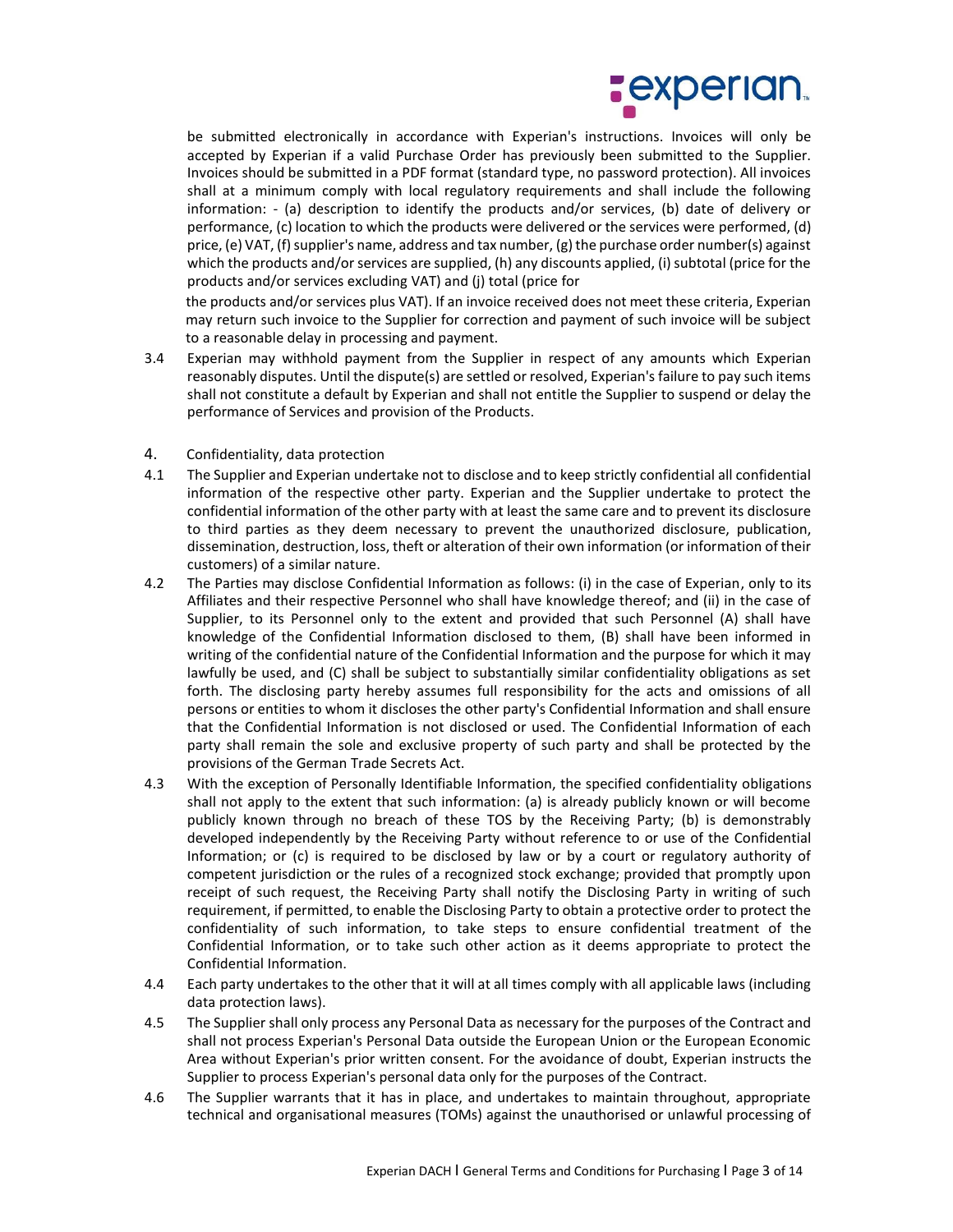be submitted electronically in accordance with Experian's instructions. Invoices will only be accepted by Experian if a valid Purchase Order has previously been submitted to the Supplier. Invoices should be submitted in a PDF format (standard type, no password protection). All invoices shall at a minimum comply with local regulatory requirements and shall include the following information: - (a) description to identify the products and/or services, (b) date of delivery or performance, (c) location to which the products were delivered or the services were performed, (d) price, (e) VAT, (f) supplier's name, address and tax number, (g) the purchase order number(s) against which the products and/or services are supplied, (h) any discounts applied, (i) subtotal (price for the products and/or services excluding VAT) and (j) total (price for the products and/or services plus VAT). If an invoice received does not meet these criteria, Experian may return such invoice to the Supplier for correction and payment of such invoice will be subject to a reasonable delay in processing and payment.

3.4 Experian may withhold payment from the Supplier in respect of any amounts which Experian reasonably disputes. Until the dispute(s) are settled or resolved, Experian's failure to pay such items shall not constitute a default by Experian and shall not entitle the Supplier to suspend or delay the performance of Services and provision of the Products.

## 4. Confidentiality, data protection

4.1 The Supplier and Experian undertake not to disclose and to keep strictly confidential all confidential information of the respective other party. Experian and the Supplier undertake to protect the confidential information of the other party with at least the same care and to prevent its disclosure to third parties as they deem necessary to prevent the unauthorized disclosure, publication, dissemination, destruction, loss, theft or alteration of their own information (or information of their customers) of a similar nature.

4.2 The Parties may disclose Confidential Information as follows: (i) in the case of Experian, only to its Affiliates and their respective Personnel who shall have knowledge thereof; and (ii) in the case of Supplier, to its Personnel only to the extent and provided that such Personnel (A) shall have knowledge of the Confidential Information disclosed to them, (B) shall have been informed in writing of the confidential nature of the Confidential Information and the purpose for which it may lawfully be used, and (C) shall be subject to substantially similar confidentiality obligations as set forth. The disclosing party hereby assumes full responsibility for the acts and omissions of all persons or entities to whom it discloses the other party's Confidential Information and shall ensure that the Confidential Information is not disclosed or used. The Confidential Information of each party shall remain the sole and exclusive property of such party and shall be protected by the provisions of the German Trade Secrets Act.

4.3 With the exception of Personally Identifiable Information, the specified confidentiality obligations shall not apply to the extent that such information: (a) is already publicly known or will become publicly known through no breach of these TOS by the Receiving Party; (b) is demonstrably developed independently by the Receiving Party without reference to or use of the Confidential Information; or (c) is required to be disclosed by law or by a court or regulatory authority of competent jurisdiction or the rules of a recognized stock exchange; provided that promptly upon receipt of such request, the Receiving Party shall notify the Disclosing Party in writing of such requirement, if permitted, to enable the Disclosing Party to obtain a protective order to protect the confidentiality of such information, to take steps to ensure confidential treatment of the Confidential Information, or to take such other action as it deems appropriate to protect the Confidential Information.

4.4 Each party undertakes to the other that it will at all times comply with all applicable laws (including data protection laws).

4.5 The Supplier shall only process any Personal Data as necessary for the purposes of the Contract and shall not process Experian's Personal Data outside the European Union or the European Economic Area without Experian's prior written consent. For the avoidance of doubt, Experian instructs the Supplier to process Experian's personal data only for the purposes of the Contract.

4.6 The Supplier warrants that it has in place, and undertakes to maintain throughout, appropriate technical and organisational measures (TOMs) against the unauthorised or unlawful processing of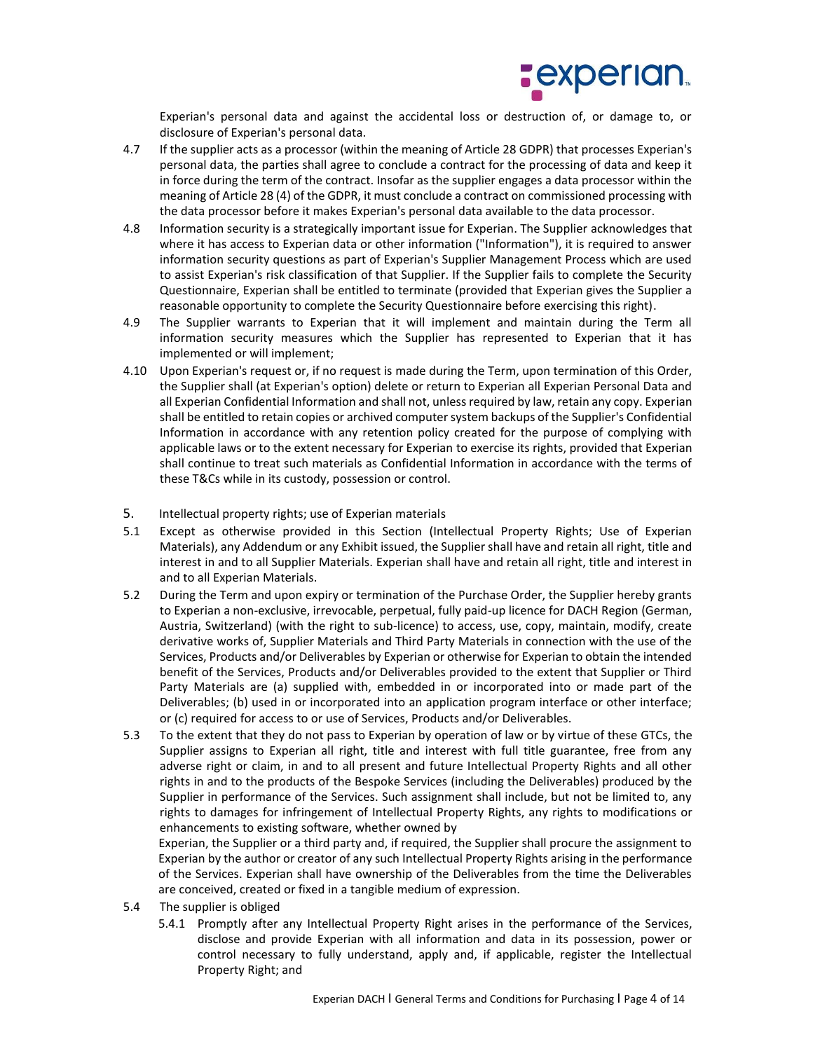Experian's personal data and against the accidental loss or destruction of, or damage to, or disclosure of Experian's personal data.

4.7 If the supplier acts as a processor (within the meaning of Article 28 GDPR) that processes Experian's personal data, the parties shall agree to conclude a contract for the processing of data and keep it in force during the term of the contract. Insofar as the supplier engages a data processor within the meaning of Article 28 (4) of the GDPR, it must conclude a contract on commissioned processing with the data processor before it makes Experian's personal data available to the data processor.

4.8 Information security is a strategically important issue for Experian. The Supplier acknowledges that where it has access to Experian data or other information ("Information"), it is required to answer information security questions as part of Experian's Supplier Management Process which are used to assist Experian's risk classification of that Supplier. If the Supplier fails to complete the Security Questionnaire, Experian shall be entitled to terminate (provided that Experian gives the Supplier a reasonable opportunity to complete the Security Questionnaire before exercising this right).

4.9 The Supplier warrants to Experian that it will implement and maintain during the Term all information security measures which the Supplier has represented to Experian that it has implemented or will implement;

4.10 Upon Experian's request or, if no request is made during the Term, upon termination of this Order, the Supplier shall (at Experian's option) delete or return to Experian all Experian Personal Data and all Experian Confidential Information and shall not, unless required by law, retain any copy. Experian shall be entitled to retain copies or archived computer system backups of the Supplier's Confidential Information in accordance with any retention policy created for the purpose of complying with applicable laws or to the extent necessary for Experian to exercise its rights, provided that Experian shall continue to treat such materials as Confidential Information in accordance with the terms of these T&Cs while in its custody, possession or control.

## 5. Intellectual property rights; use of Experian materials

5.1 Except as otherwise provided in this Section (Intellectual Property Rights; Use of Experian Materials), any Addendum or any Exhibit issued, the Supplier shall have and retain all right, title and interest in and to all Supplier Materials. Experian shall have and retain all right, title and interest in and to all Experian Materials.

5.2 During the Term and upon expiry or termination of the Purchase Order, the Supplier hereby grants to Experian a non-exclusive, irrevocable, perpetual, fully paid-up licence for DACH Region (German, Austria, Switzerland) (with the right to sub-licence) to access, use, copy, maintain, modify, create derivative works of, Supplier Materials and Third Party Materials in connection with the use of the Services, Products and/or Deliverables by Experian or otherwise for Experian to obtain the intended benefit of the Services, Products and/or Deliverables provided to the extent that Supplier or Third Party Materials are (a) supplied with, embedded in or incorporated into or made part of the Deliverables; (b) used in or incorporated into an application program interface or other interface; or (c) required for access to or use of Services, Products and/or Deliverables.

5.3 To the extent that they do not pass to Experian by operation of law or by virtue of these GTCs, the Supplier assigns to Experian all right, title and interest with full title guarantee, free from any adverse right or claim, in and to all present and future Intellectual Property Rights and all other rights in and to the products of the Bespoke Services (including the Deliverables) produced by the Supplier in performance of the Services. Such assignment shall include, but not be limited to, any rights to damages for infringement of Intellectual Property Rights, any rights to modifications or enhancements to existing software, whether owned by Experian, the Supplier or a third party and, if required, the Supplier shall procure the assignment to Experian by the author or creator of any such Intellectual Property Rights arising in the performance of the Services. Experian shall have ownership of the Deliverables from the time the Deliverables are conceived, created or fixed in a tangible medium of expression.

5.4 The supplier is obliged

5.4.1 Promptly after any Intellectual Property Right arises in the performance of the Services, disclose and provide Experian with all information and data in its possession, power or control necessary to fully understand, apply and, if applicable, register the Intellectual Property Right; and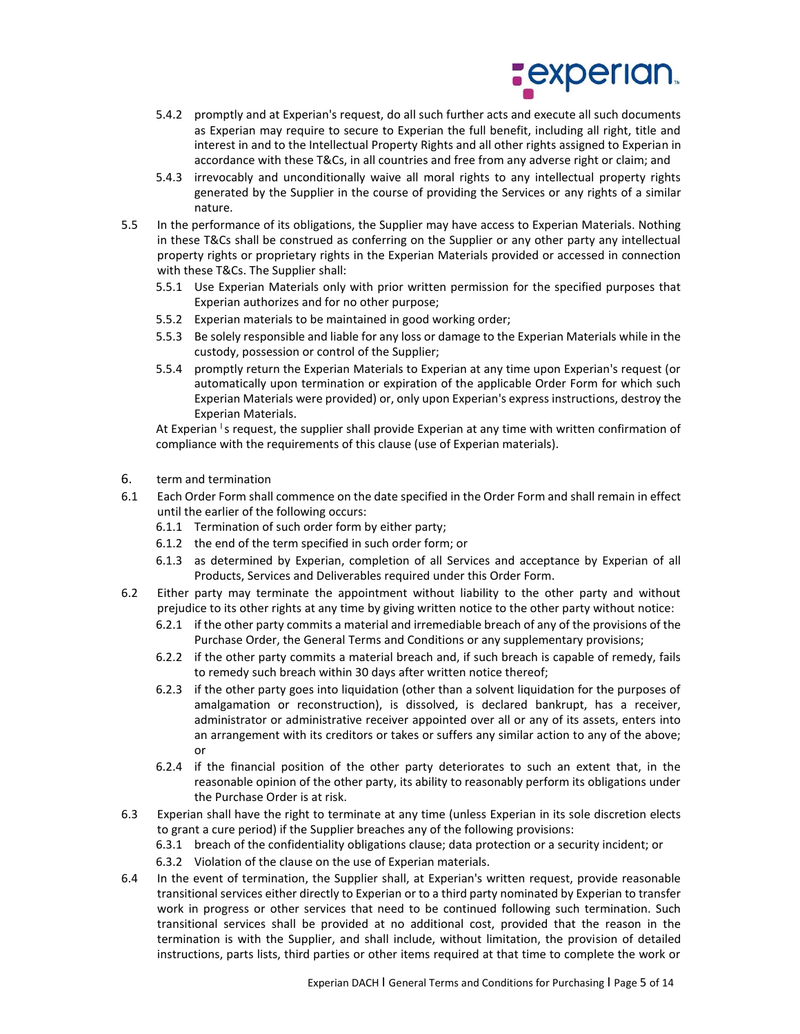5.4.2 promptly and at Experian's request, do all such further acts and execute all such documents as Experian may require to secure to Experian the full benefit, including all right, title and interest in and to the Intellectual Property Rights and all other rights assigned to Experian in accordance with these T&Cs, in all countries and free from any adverse right or claim; and

5.4.3 irrevocably and unconditionally waive all moral rights to any intellectual property rights generated by the Supplier in the course of providing the Services or any rights of a similar nature.

5.5 In the performance of its obligations, the Supplier may have access to Experian Materials. Nothing in these T&Cs shall be construed as conferring on the Supplier or any other party any intellectual property rights or proprietary rights in the Experian Materials provided or accessed in connection with these T&Cs. The Supplier shall:

5.5.1 Use Experian Materials only with prior written permission for the specified purposes that Experian authorizes and for no other purpose;

5.5.2 Experian materials to be maintained in good working order;

5.5.3 Be solely responsible and liable for any loss or damage to the Experian Materials while in the custody, possession or control of the Supplier;

5.5.4 promptly return the Experian Materials to Experian at any time upon Experian's request (or automatically upon termination or expiration of the applicable Order Form for which such Experian Materials were provided) or, only upon Experian's express instructions, destroy the Experian Materials.

At Experian's request, the supplier shall provide Experian at any time with written confirmation of compliance with the requirements of this clause (use of Experian materials).

## 6. term and termination

6.1 Each Order Form shall commence on the date specified in the Order Form and shall remain in effect until the earlier of the following occurs:

6.1.1 Termination of such order form by either party;

6.1.2 the end of the term specified in such order form; or

6.1.3 as determined by Experian, completion of all Services and acceptance by Experian of all Products, Services and Deliverables required under this Order Form.

6.2 Either party may terminate the appointment without liability to the other party and without prejudice to its other rights at any time by giving written notice to the other party without notice:

6.2.1 if the other party commits a material and irremediable breach of any of the provisions of the Purchase Order, the General Terms and Conditions or any supplementary provisions;

6.2.2 if the other party commits a material breach and, if such breach is capable of remedy, fails to remedy such breach within 30 days after written notice thereof;

6.2.3 if the other party goes into liquidation (other than a solvent liquidation for the purposes of amalgamation or reconstruction), is dissolved, is declared bankrupt, has a receiver, administrator or administrative receiver appointed over all or any of its assets, enters into an arrangement with its creditors or takes or suffers any similar action to any of the above; or

6.2.4 if the financial position of the other party deteriorates to such an extent that, in the reasonable opinion of the other party, its ability to reasonably perform its obligations under the Purchase Order is at risk.

6.3 Experian shall have the right to terminate at any time (unless Experian in its sole discretion elects to grant a cure period) if the Supplier breaches any of the following provisions:

6.3.1 breach of the confidentiality obligations clause; data protection or a security incident; or

6.3.2 Violation of the clause on the use of Experian materials.

6.4 In the event of termination, the Supplier shall, at Experian's written request, provide reasonable transitional services either directly to Experian or to a third party nominated by Experian to transfer work in progress or other services that need to be continued following such termination. Such transitional services shall be provided at no additional cost, provided that the reason in the termination is with the Supplier, and shall include, without limitation, the provision of detailed instructions, parts lists, third parties or other items required at that time to complete the work or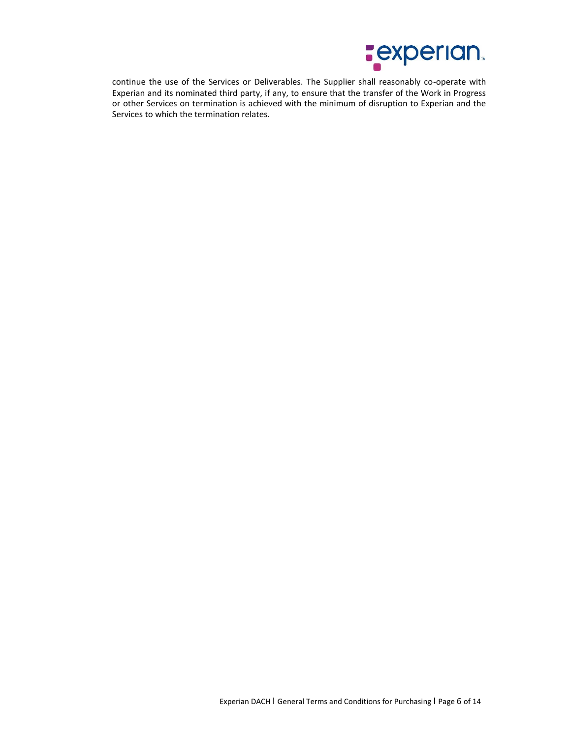continue the use of the Services or Deliverables. The Supplier shall reasonably co-operate with Experian and its nominated third party, if any, to ensure that the transfer of the Work in Progress or other Services on termination is achieved with the minimum of disruption to Experian and the Services to which the termination relates.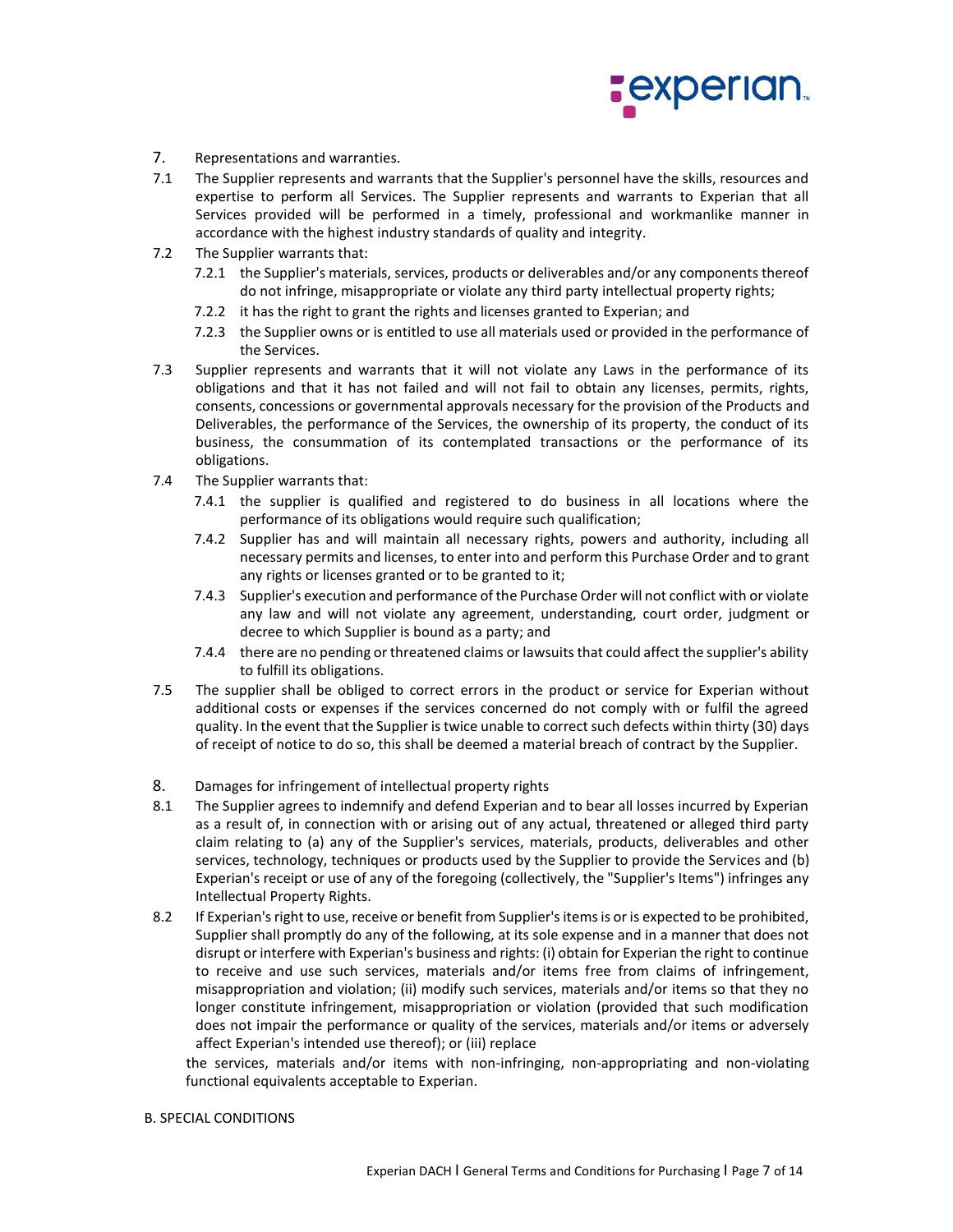## 7. Representations and warranties.

7.1 The Supplier represents and warrants that the Supplier's personnel have the skills, resources and expertise to perform all Services. The Supplier represents and warrants to Experian that all Services provided will be performed in a timely, professional and workmanlike manner in accordance with the highest industry standards of quality and integrity.

7.2 The Supplier warrants that:

- 7.2.1 the Supplier's materials, services, products or deliverables and/or any components thereof do not infringe, misappropriate or violate any third party intellectual property rights;
- 7.2.2 it has the right to grant the rights and licenses granted to Experian; and
- 7.2.3 the Supplier owns or is entitled to use all materials used or provided in the performance of the Services.

7.3 Supplier represents and warrants that it will not violate any Laws in the performance of its obligations and that it has not failed and will not fail to obtain any licenses, permits, rights, consents, concessions or governmental approvals necessary for the provision of the Products and Deliverables, the performance of the Services, the ownership of its property, the conduct of its business, the consummation of its contemplated transactions or the performance of its obligations.

7.4 The Supplier warrants that:

- 7.4.1 the supplier is qualified and registered to do business in all locations where the performance of its obligations would require such qualification;
- 7.4.2 Supplier has and will maintain all necessary rights, powers and authority, including all necessary permits and licenses, to enter into and perform this Purchase Order and to grant any rights or licenses granted or to be granted to it;
- 7.4.3 Supplier's execution and performance of the Purchase Order will not conflict with or violate any law and will not violate any agreement, understanding, court order, judgment or decree to which Supplier is bound as a party; and
- 7.4.4 there are no pending or threatened claims or lawsuits that could affect the supplier's ability to fulfill its obligations.

7.5 The supplier shall be obliged to correct errors in the product or service for Experian without additional costs or expenses if the services concerned do not comply with or fulfil the agreed quality. In the event that the Supplier is twice unable to correct such defects within thirty (30) days of receipt of notice to do so, this shall be deemed a material breach of contract by the Supplier.

## 8. Damages for infringement of intellectual property rights

8.1 The Supplier agrees to indemnify and defend Experian and to bear all losses incurred by Experian as a result of, in connection with or arising out of any actual, threatened or alleged third party claim relating to (a) any of the Supplier's services, materials, products, deliverables and other services, technology, techniques or products used by the Supplier to provide the Services and (b) Experian's receipt or use of any of the foregoing (collectively, the "Supplier's Items") infringes any Intellectual Property Rights.

8.2 If Experian's right to use, receive or benefit from Supplier's items is or is expected to be prohibited, Supplier shall promptly do any of the following, at its sole expense and in a manner that does not disrupt or interfere with Experian's business and rights: (i) obtain for Experian the right to continue to receive and use such services, materials and/or items free from claims of infringement, misappropriation and violation; (ii) modify such services, materials and/or items so that they no longer constitute infringement, misappropriation or violation (provided that such modification does not impair the performance or quality of the services, materials and/or items or adversely affect Experian's intended use thereof); or (iii) replace the services, materials and/or items with non-infringing, non-appropriating and non-violating functional equivalents acceptable to Experian.

# B. SPECIAL CONDITIONS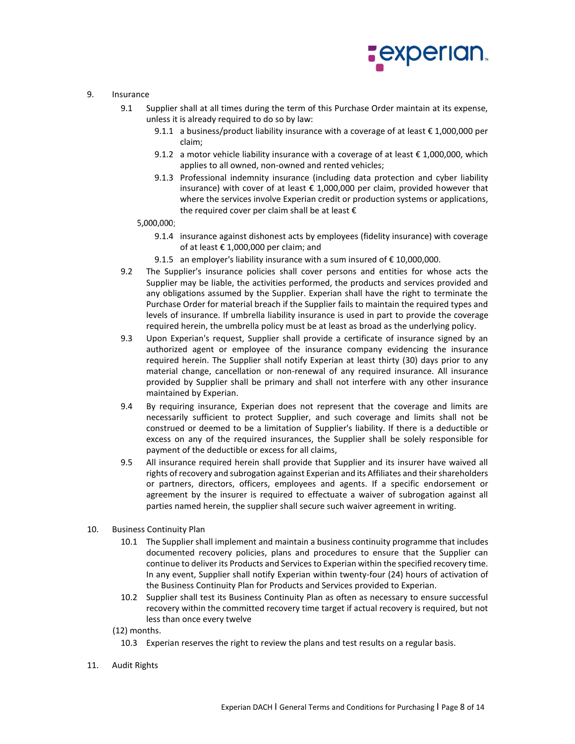9. Insurance

9.1 Supplier shall at all times during the term of this Purchase Order maintain at its expense, unless it is already required to do so by law:

9.1.1 a business/product liability insurance with a coverage of at least € 1,000,000 per claim;

9.1.2 a motor vehicle liability insurance with a coverage of at least € 1,000,000, which applies to all owned, non-owned and rented vehicles;

9.1.3 Professional indemnity insurance (including data protection and cyber liability insurance) with cover of at least € 1,000,000 per claim, provided however that where the services involve Experian credit or production systems or applications, the required cover per claim shall be at least €

5,000,000;

9.1.4 insurance against dishonest acts by employees (fidelity insurance) with coverage of at least € 1,000,000 per claim; and

9.1.5 an employer's liability insurance with a sum insured of € 10,000,000.

9.2 The Supplier's insurance policies shall cover persons and entities for whose acts the Supplier may be liable, the activities performed, the products and services provided and any obligations assumed by the Supplier. Experian shall have the right to terminate the Purchase Order for material breach if the Supplier fails to maintain the required types and levels of insurance. If umbrella liability insurance is used in part to provide the coverage required herein, the umbrella policy must be at least as broad as the underlying policy.

9.3 Upon Experian's request, Supplier shall provide a certificate of insurance signed by an authorized agent or employee of the insurance company evidencing the insurance required herein. The Supplier shall notify Experian at least thirty (30) days prior to any material change, cancellation or non-renewal of any required insurance. All insurance provided by Supplier shall be primary and shall not interfere with any other insurance maintained by Experian.

9.4 By requiring insurance, Experian does not represent that the coverage and limits are necessarily sufficient to protect Supplier, and such coverage and limits shall not be construed or deemed to be a limitation of Supplier's liability. If there is a deductible or excess on any of the required insurances, the Supplier shall be solely responsible for payment of the deductible or excess for all claims,

9.5 All insurance required herein shall provide that Supplier and its insurer have waived all rights of recovery and subrogation against Experian and its Affiliates and their shareholders or partners, directors, officers, employees and agents. If a specific endorsement or agreement by the insurer is required to effectuate a waiver of subrogation against all parties named herein, the supplier shall secure such waiver agreement in writing.

10. Business Continuity Plan

10.1 The Supplier shall implement and maintain a business continuity programme that includes documented recovery policies, plans and procedures to ensure that the Supplier can continue to deliver its Products and Services to Experian within the specified recovery time. In any event, Supplier shall notify Experian within twenty-four (24) hours of activation of the Business Continuity Plan for Products and Services provided to Experian.

10.2 Supplier shall test its Business Continuity Plan as often as necessary to ensure successful recovery within the committed recovery time target if actual recovery is required, but not less than once every twelve

(12) months.

10.3 Experian reserves the right to review the plans and test results on a regular basis.

11. Audit Rights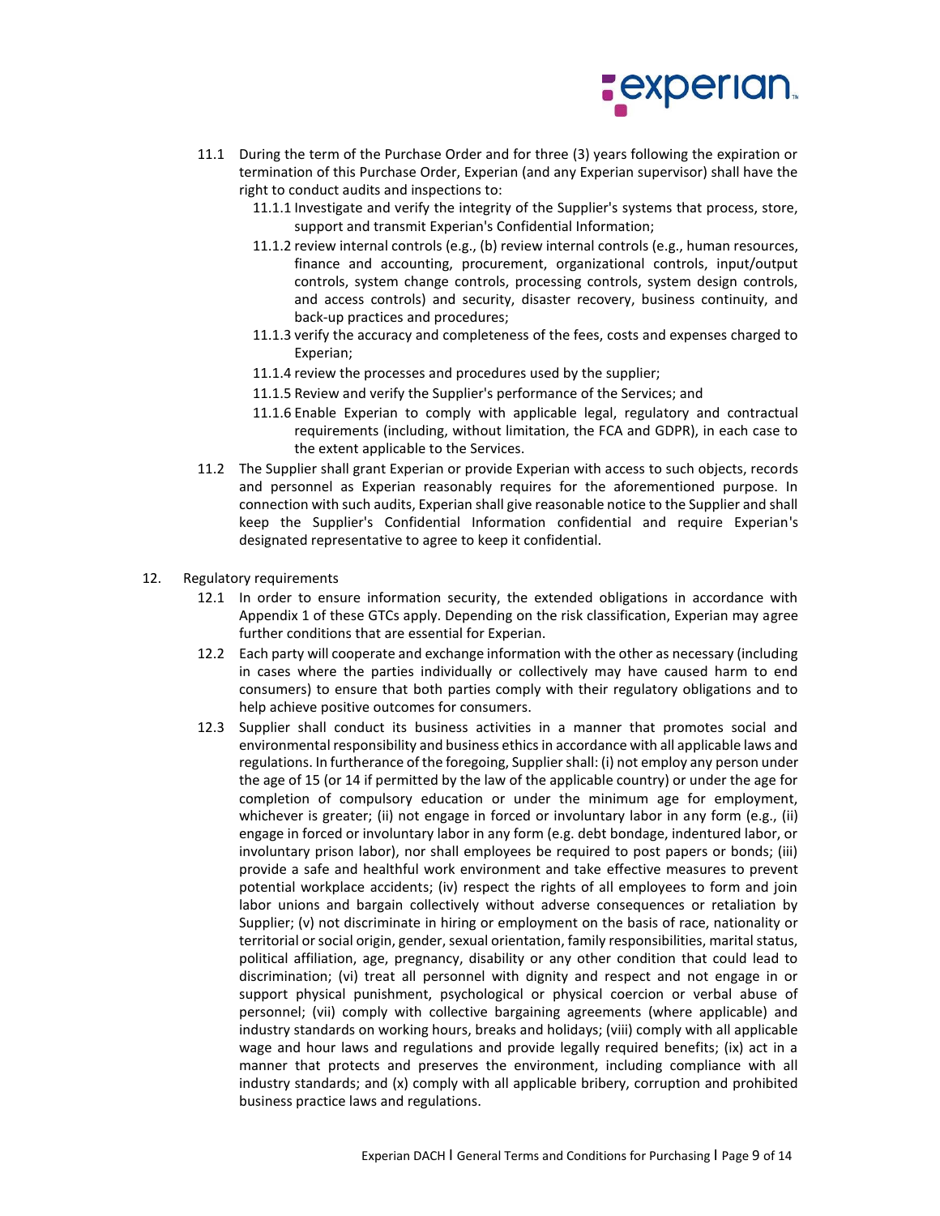11.1 During the term of the Purchase Order and for three (3) years following the expiration or termination of this Purchase Order, Experian (and any Experian supervisor) shall have the right to conduct audits and inspections to:

11.1.1 Investigate and verify the integrity of the Supplier's systems that process, store, support and transmit Experian's Confidential Information;

11.1.2 review internal controls (e.g., (b) review internal controls (e.g., human resources, finance and accounting, procurement, organizational controls, input/output controls, system change controls, processing controls, system design controls, and access controls) and security, disaster recovery, business continuity, and back-up practices and procedures;

11.1.3 verify the accuracy and completeness of the fees, costs and expenses charged to Experian;

11.1.4 review the processes and procedures used by the supplier;

11.1.5 Review and verify the Supplier's performance of the Services; and

11.1.6 Enable Experian to comply with applicable legal, regulatory and contractual requirements (including, without limitation, the FCA and GDPR), in each case to the extent applicable to the Services.

11.2 The Supplier shall grant Experian or provide Experian with access to such objects, records and personnel as Experian reasonably requires for the aforementioned purpose. In connection with such audits, Experian shall give reasonable notice to the Supplier and shall keep the Supplier's Confidential Information confidential and require Experian's designated representative to agree to keep it confidential.

12. Regulatory requirements

12.1 In order to ensure information security, the extended obligations in accordance with Appendix 1 of these GTCs apply. Depending on the risk classification, Experian may agree further conditions that are essential for Experian.

12.2 Each party will cooperate and exchange information with the other as necessary (including in cases where the parties individually or collectively may have caused harm to end consumers) to ensure that both parties comply with their regulatory obligations and to help achieve positive outcomes for consumers.

12.3 Supplier shall conduct its business activities in a manner that promotes social and environmental responsibility and business ethics in accordance with all applicable laws and regulations. In furtherance of the foregoing, Supplier shall: (i) not employ any person under the age of 15 (or 14 if permitted by the law of the applicable country) or under the age for completion of compulsory education or under the minimum age for employment, whichever is greater; (ii) not engage in forced or involuntary labor in any form (e.g., (ii) engage in forced or involuntary labor in any form (e.g. debt bondage, indentured labor, or involuntary prison labor), nor shall employees be required to post papers or bonds; (iii) provide a safe and healthful work environment and take effective measures to prevent potential workplace accidents; (iv) respect the rights of all employees to form and join labor unions and bargain collectively without adverse consequences or retaliation by Supplier; (v) not discriminate in hiring or employment on the basis of race, nationality or territorial or social origin, gender, sexual orientation, family responsibilities, marital status, political affiliation, age, pregnancy, disability or any other condition that could lead to discrimination; (vi) treat all personnel with dignity and respect and not engage in or support physical punishment, psychological or physical coercion or verbal abuse of personnel; (vii) comply with collective bargaining agreements (where applicable) and industry standards on working hours, breaks and holidays; (viii) comply with all applicable wage and hour laws and regulations and provide legally required benefits; (ix) act in a manner that protects and preserves the environment, including compliance with all industry standards; and (x) comply with all applicable bribery, corruption and prohibited business practice laws and regulations.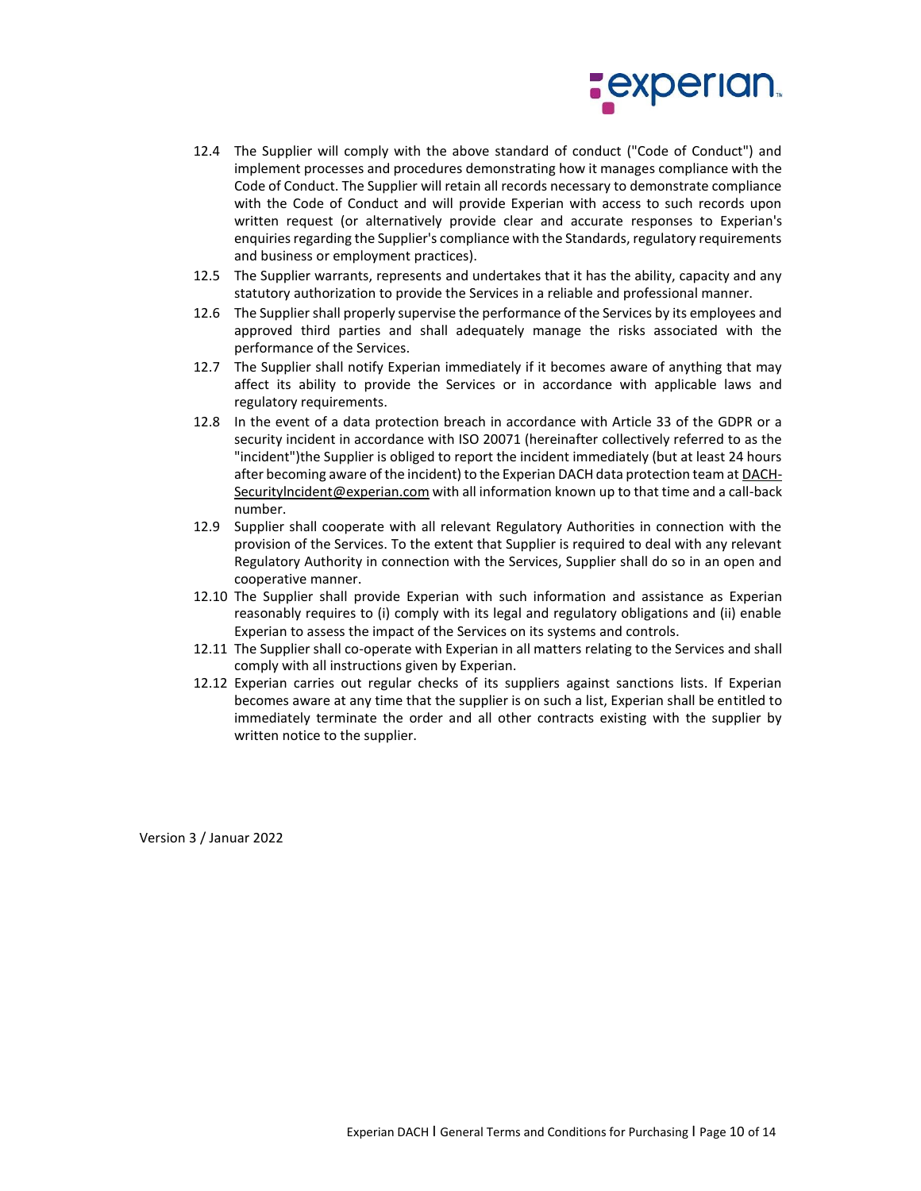12.4 The Supplier will comply with the above standard of conduct ("Code of Conduct") and implement processes and procedures demonstrating how it manages compliance with the Code of Conduct. The Supplier will retain all records necessary to demonstrate compliance with the Code of Conduct and will provide Experian with access to such records upon written request (or alternatively provide clear and accurate responses to Experian's enquiries regarding the Supplier's compliance with the Standards, regulatory requirements and business or employment practices).

12.5 The Supplier warrants, represents and undertakes that it has the ability, capacity and any statutory authorization to provide the Services in a reliable and professional manner.

12.6 The Supplier shall properly supervise the performance of the Services by its employees and approved third parties and shall adequately manage the risks associated with the performance of the Services.

12.7 The Supplier shall notify Experian immediately if it becomes aware of anything that may affect its ability to provide the Services or in accordance with applicable laws and regulatory requirements.

12.8 In the event of a data protection breach in accordance with Article 33 of the GDPR or a security incident in accordance with ISO 20071 (hereinafter collectively referred to as the "incident")the Supplier is obliged to report the incident immediately (but at least 24 hours after becoming aware of the incident) to the Experian DACH data protection team at DACH-SecurityIncident@experian.com with all information known up to that time and a call-back number.

12.9 Supplier shall cooperate with all relevant Regulatory Authorities in connection with the provision of the Services. To the extent that Supplier is required to deal with any relevant Regulatory Authority in connection with the Services, Supplier shall do so in an open and cooperative manner.

12.10 The Supplier shall provide Experian with such information and assistance as Experian reasonably requires to (i) comply with its legal and regulatory obligations and (ii) enable Experian to assess the impact of the Services on its systems and controls.

12.11 The Supplier shall co-operate with Experian in all matters relating to the Services and shall comply with all instructions given by Experian.

12.12 Experian carries out regular checks of its suppliers against sanctions lists. If Experian becomes aware at any time that the supplier is on such a list, Experian shall be entitled to immediately terminate the order and all other contracts existing with the supplier by written notice to the supplier.

Version 3 / Januar 2022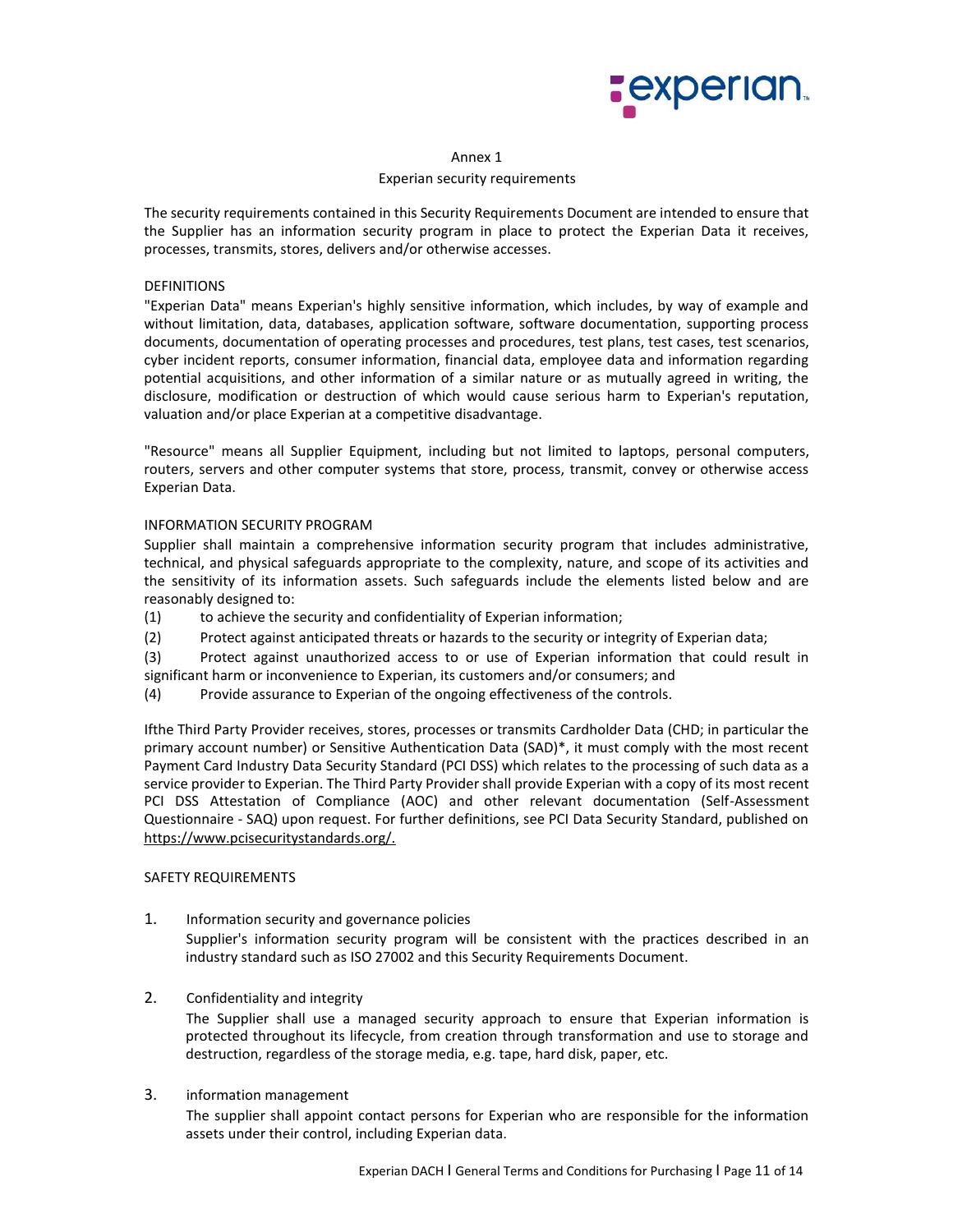Annex 1

Experian security requirements

The security requirements contained in this Security Requirements Document are intended to ensure that the Supplier has an information security program in place to protect the Experian Data it receives, processes, transmits, stores, delivers and/or otherwise accesses.

DEFINITIONS

"Experian Data" means Experian's highly sensitive information, which includes, by way of example and without limitation, data, databases, application software, software documentation, supporting process documents, documentation of operating processes and procedures, test plans, test cases, test scenarios, cyber incident reports, consumer information, financial data, employee data and information regarding potential acquisitions, and other information of a similar nature or as mutually agreed in writing, the disclosure, modification or destruction of which would cause serious harm to Experian's reputation, valuation and/or place Experian at a competitive disadvantage.

"Resource" means all Supplier Equipment, including but not limited to laptops, personal computers, routers, servers and other computer systems that store, process, transmit, convey or otherwise access Experian Data.

INFORMATION SECURITY PROGRAM

Supplier shall maintain a comprehensive information security program that includes administrative, technical, and physical safeguards appropriate to the complexity, nature, and scope of its activities and the sensitivity of its information assets. Such safeguards include the elements listed below and are reasonably designed to:

(1) to achieve the security and confidentiality of Experian information;

(2) Protect against anticipated threats or hazards to the security or integrity of Experian data;

(3) Protect against unauthorized access to or use of Experian information that could result in significant harm or inconvenience to Experian, its customers and/or consumers; and

(4) Provide assurance to Experian of the ongoing effectiveness of the controls.

Ifthe Third Party Provider receives, stores, processes or transmits Cardholder Data (CHD; in particular the primary account number) or Sensitive Authentication Data (SAD)*, it must comply with the most recent Payment Card Industry Data Security Standard (PCI DSS) which relates to the processing of such data as a service provider to Experian. The Third Party Provider shall provide Experian with a copy of its most recent PCI DSS Attestation of Compliance (AOC) and other relevant documentation (Self-Assessment Questionnaire - SAQ) upon request. For further definitions, see PCI Data Security Standard, published on https://www.pcisecuritystandards.org/.

SAFETY REQUIREMENTS

1. Information security and governance policies

   Supplier's information security program will be consistent with the practices described in an industry standard such as ISO 27002 and this Security Requirements Document.

2. Confidentiality and integrity

   The Supplier shall use a managed security approach to ensure that Experian information is protected throughout its lifecycle, from creation through transformation and use to storage and destruction, regardless of the storage media, e.g. tape, hard disk, paper, etc.

3. information management

   The supplier shall appoint contact persons for Experian who are responsible for the information assets under their control, including Experian data.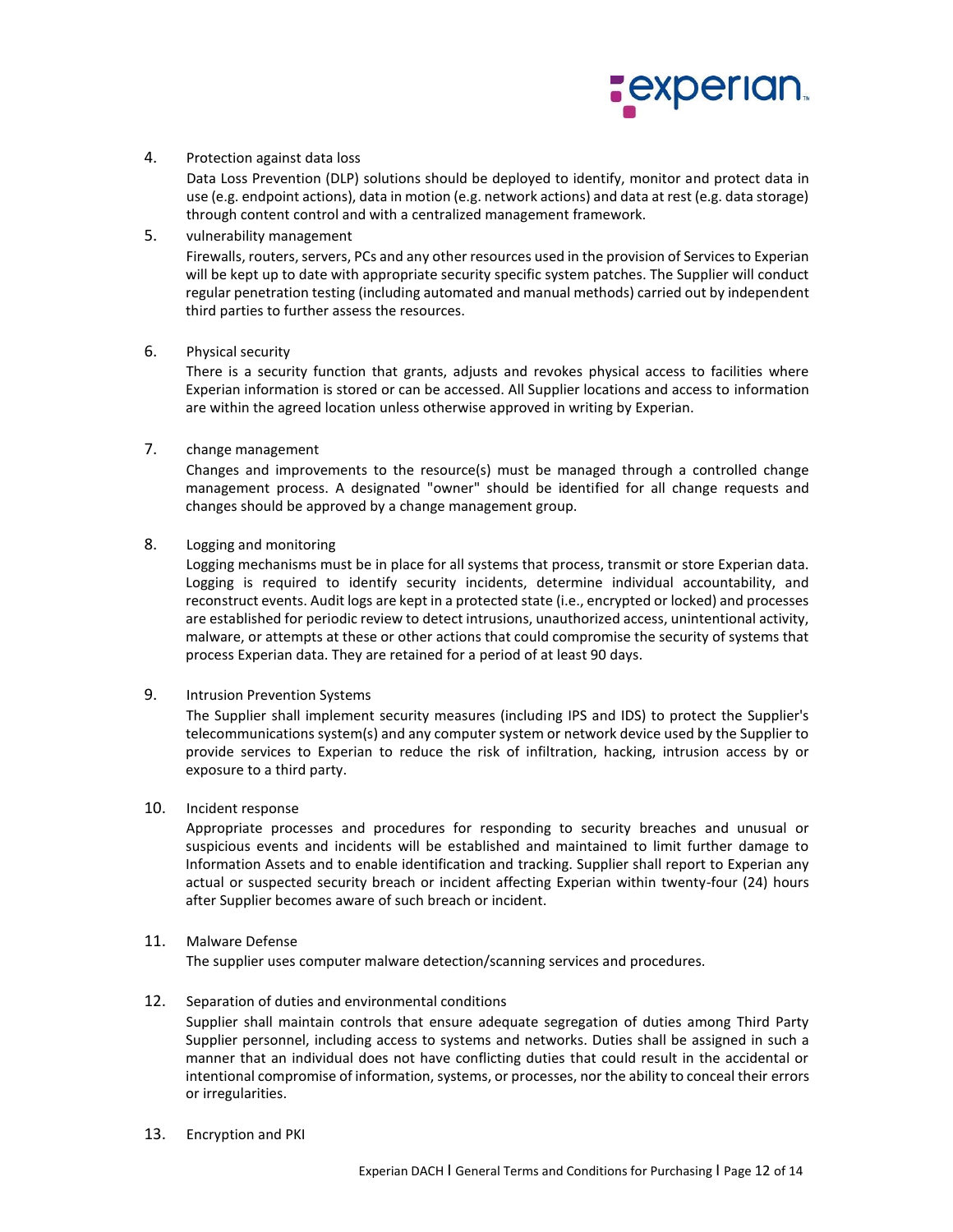4. Protection against data loss

   Data Loss Prevention (DLP) solutions should be deployed to identify, monitor and protect data in use (e.g. endpoint actions), data in motion (e.g. network actions) and data at rest (e.g. data storage) through content control and with a centralized management framework.

5. vulnerability management

   Firewalls, routers, servers, PCs and any other resources used in the provision of Services to Experian will be kept up to date with appropriate security specific system patches. The Supplier will conduct regular penetration testing (including automated and manual methods) carried out by independent third parties to further assess the resources.

6. Physical security

   There is a security function that grants, adjusts and revokes physical access to facilities where Experian information is stored or can be accessed. All Supplier locations and access to information are within the agreed location unless otherwise approved in writing by Experian.

7. change management

   Changes and improvements to the resource(s) must be managed through a controlled change management process. A designated "owner" should be identified for all change requests and changes should be approved by a change management group.

8. Logging and monitoring

   Logging mechanisms must be in place for all systems that process, transmit or store Experian data. Logging is required to identify security incidents, determine individual accountability, and reconstruct events. Audit logs are kept in a protected state (i.e., encrypted or locked) and processes are established for periodic review to detect intrusions, unauthorized access, unintentional activity, malware, or attempts at these or other actions that could compromise the security of systems that process Experian data. They are retained for a period of at least 90 days.

9. Intrusion Prevention Systems

   The Supplier shall implement security measures (including IPS and IDS) to protect the Supplier's telecommunications system(s) and any computer system or network device used by the Supplier to provide services to Experian to reduce the risk of infiltration, hacking, intrusion access by or exposure to a third party.

10. Incident response

    Appropriate processes and procedures for responding to security breaches and unusual or suspicious events and incidents will be established and maintained to limit further damage to Information Assets and to enable identification and tracking. Supplier shall report to Experian any actual or suspected security breach or incident affecting Experian within twenty-four (24) hours after Supplier becomes aware of such breach or incident.

11. Malware Defense

    The supplier uses computer malware detection/scanning services and procedures.

12. Separation of duties and environmental conditions

    Supplier shall maintain controls that ensure adequate segregation of duties among Third Party Supplier personnel, including access to systems and networks. Duties shall be assigned in such a manner that an individual does not have conflicting duties that could result in the accidental or intentional compromise of information, systems, or processes, nor the ability to conceal their errors or irregularities.

13. Encryption and PKI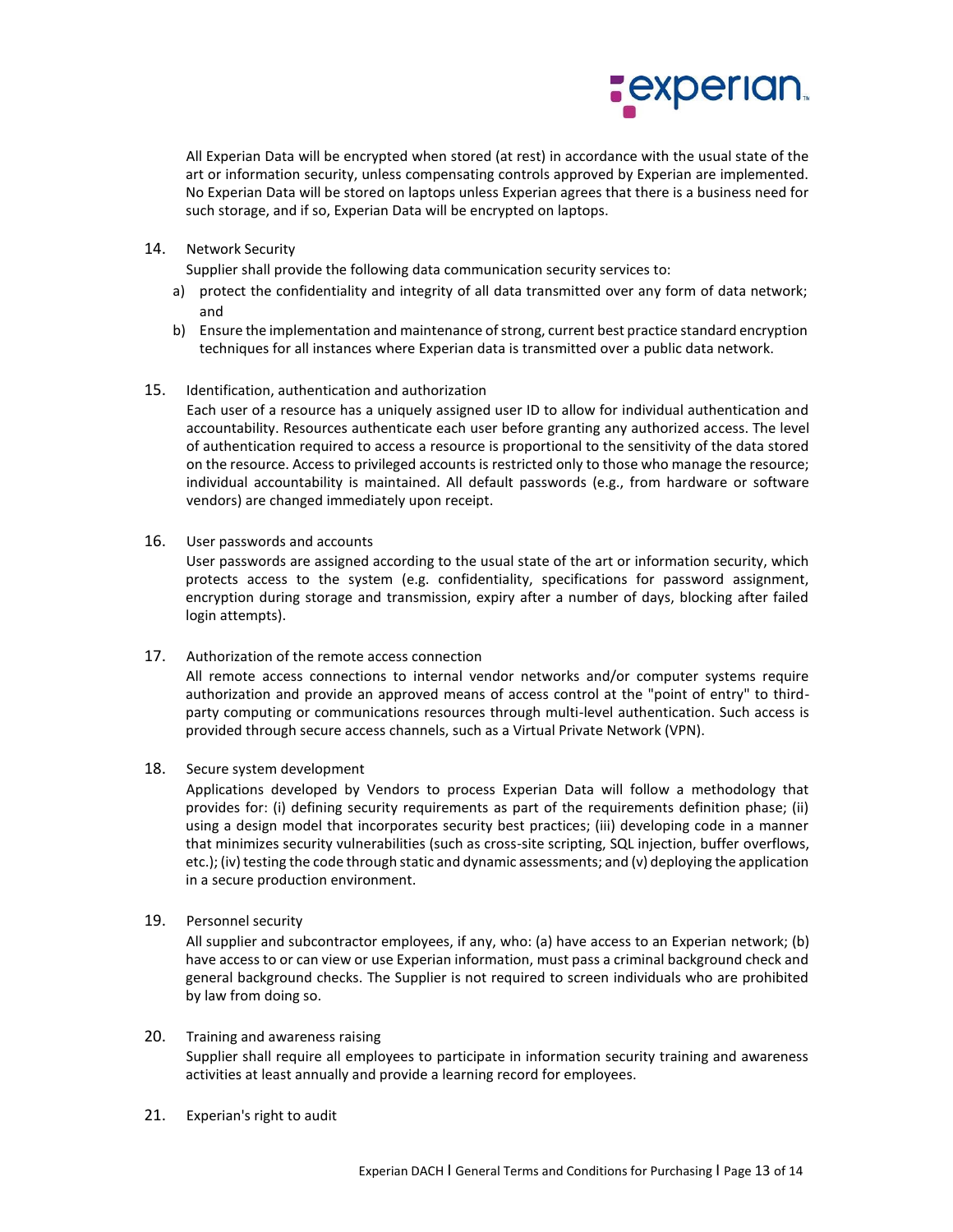All Experian Data will be encrypted when stored (at rest) in accordance with the usual state of the art or information security, unless compensating controls approved by Experian are implemented. No Experian Data will be stored on laptops unless Experian agrees that there is a business need for such storage, and if so, Experian Data will be encrypted on laptops.

14. Network Security

Supplier shall provide the following data communication security services to:

a) protect the confidentiality and integrity of all data transmitted over any form of data network; and
b) Ensure the implementation and maintenance of strong, current best practice standard encryption techniques for all instances where Experian data is transmitted over a public data network.

15. Identification, authentication and authorization

Each user of a resource has a uniquely assigned user ID to allow for individual authentication and accountability. Resources authenticate each user before granting any authorized access. The level of authentication required to access a resource is proportional to the sensitivity of the data stored on the resource. Access to privileged accounts is restricted only to those who manage the resource; individual accountability is maintained. All default passwords (e.g., from hardware or software vendors) are changed immediately upon receipt.

16. User passwords and accounts

User passwords are assigned according to the usual state of the art or information security, which protects access to the system (e.g. confidentiality, specifications for password assignment, encryption during storage and transmission, expiry after a number of days, blocking after failed login attempts).

17. Authorization of the remote access connection

All remote access connections to internal vendor networks and/or computer systems require authorization and provide an approved means of access control at the "point of entry" to third-party computing or communications resources through multi-level authentication. Such access is provided through secure access channels, such as a Virtual Private Network (VPN).

18. Secure system development

Applications developed by Vendors to process Experian Data will follow a methodology that provides for: (i) defining security requirements as part of the requirements definition phase; (ii) using a design model that incorporates security best practices; (iii) developing code in a manner that minimizes security vulnerabilities (such as cross-site scripting, SQL injection, buffer overflows, etc.); (iv) testing the code through static and dynamic assessments; and (v) deploying the application in a secure production environment.

19. Personnel security

All supplier and subcontractor employees, if any, who: (a) have access to an Experian network; (b) have access to or can view or use Experian information, must pass a criminal background check and general background checks. The Supplier is not required to screen individuals who are prohibited by law from doing so.

20. Training and awareness raising

Supplier shall require all employees to participate in information security training and awareness activities at least annually and provide a learning record for employees.

21. Experian's right to audit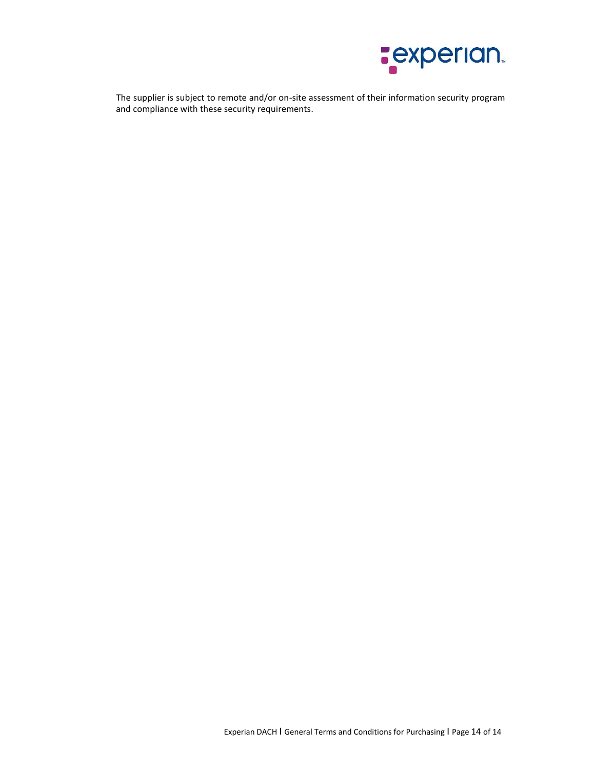The supplier is subject to remote and/or on-site assessment of their information security program and compliance with these security requirements.